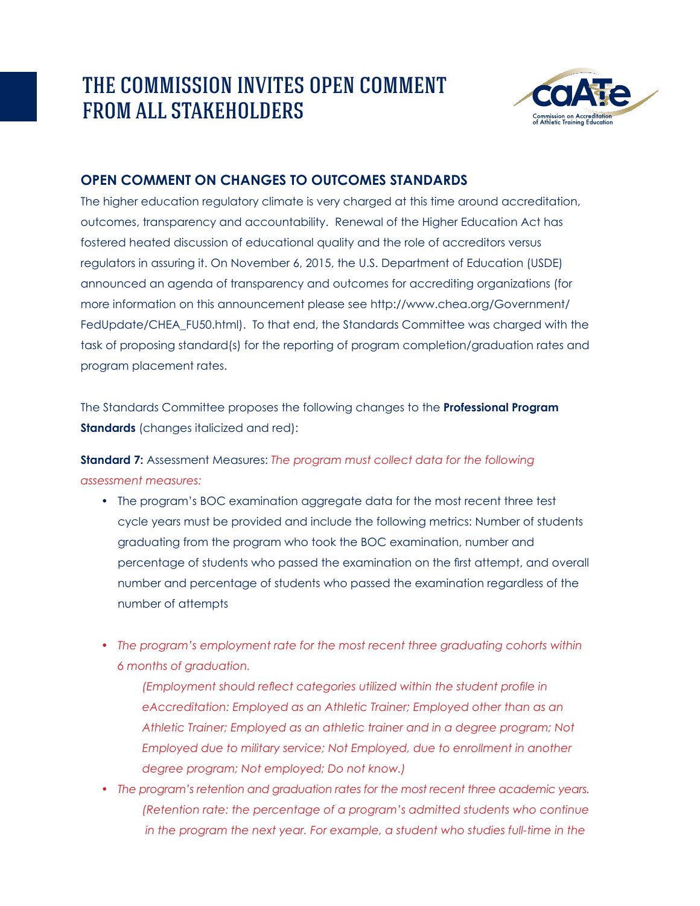# THE COMMISSION INVITES OPEN COMMENT FROM ALL STAKEHOLDERS

## OPEN COMMENT ON CHANGES TO OUTCOMES STANDARDS

The higher education regulatory climate is very charged at this time around accreditation, outcomes, transparency and accountability. Renewal of the Higher Education Act has fostered heated discussion of educational quality and the role of accreditors versus regulators in assuring it. On November 6, 2015, the U.S. Department of Education (USDE) announced an agenda of transparency and outcomes for accrediting organizations (for more information on this announcement please see http://www.chea.org/Government/FedUpdate/CHEA_FU50.html). To that end, the Standards Committee was charged with the task of proposing standard(s) for the reporting of program completion/graduation rates and program placement rates.

The Standards Committee proposes the following changes to the **Professional Program Standards** (changes italicized and red):

**Standard 7:** Assessment Measures: *The program must collect data for the following assessment measures:*

- The program's BOC examination aggregate data for the most recent three test cycle years must be provided and include the following metrics: Number of students graduating from the program who took the BOC examination, number and percentage of students who passed the examination on the first attempt, and overall number and percentage of students who passed the examination regardless of the number of attempts

- *The program's employment rate for the most recent three graduating cohorts within 6 months of graduation.*

  *(Employment should reflect categories utilized within the student profile in eAccreditation: Employed as an Athletic Trainer; Employed other than as an Athletic Trainer; Employed as an athletic trainer and in a degree program; Not Employed due to military service; Not Employed, due to enrollment in another degree program; Not employed; Do not know.)*
- *The program's retention and graduation rates for the most recent three academic years.*

  *(Retention rate: the percentage of a program's admitted students who continue in the program the next year. For example, a student who studies full-time in the*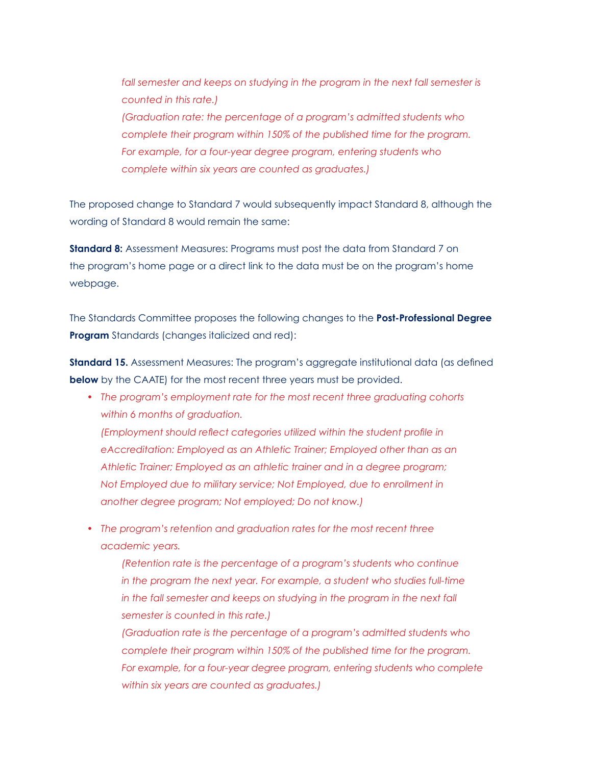*fall semester and keeps on studying in the program in the next fall semester is counted in this rate.)*
*(Graduation rate: the percentage of a program's admitted students who complete their program within 150% of the published time for the program. For example, for a four-year degree program, entering students who complete within six years are counted as graduates.)*

The proposed change to Standard 7 would subsequently impact Standard 8, although the wording of Standard 8 would remain the same:

**Standard 8:** Assessment Measures: Programs must post the data from Standard 7 on the program's home page or a direct link to the data must be on the program's home webpage.

The Standards Committee proposes the following changes to the **Post-Professional Degree Program** Standards (changes italicized and red):

**Standard 15.** Assessment Measures: The program's aggregate institutional data (as defined **below** by the CAATE) for the most recent three years must be provided.

- *The program's employment rate for the most recent three graduating cohorts within 6 months of graduation.*
  *(Employment should reflect categories utilized within the student profile in eAccreditation: Employed as an Athletic Trainer; Employed other than as an Athletic Trainer; Employed as an athletic trainer and in a degree program; Not Employed due to military service; Not Employed, due to enrollment in another degree program; Not employed; Do not know.)*

- *The program's retention and graduation rates for the most recent three academic years.*
    *(Retention rate is the percentage of a program's students who continue in the program the next year. For example, a student who studies full-time in the fall semester and keeps on studying in the program in the next fall semester is counted in this rate.)*
    *(Graduation rate is the percentage of a program's admitted students who complete their program within 150% of the published time for the program. For example, for a four-year degree program, entering students who complete within six years are counted as graduates.)*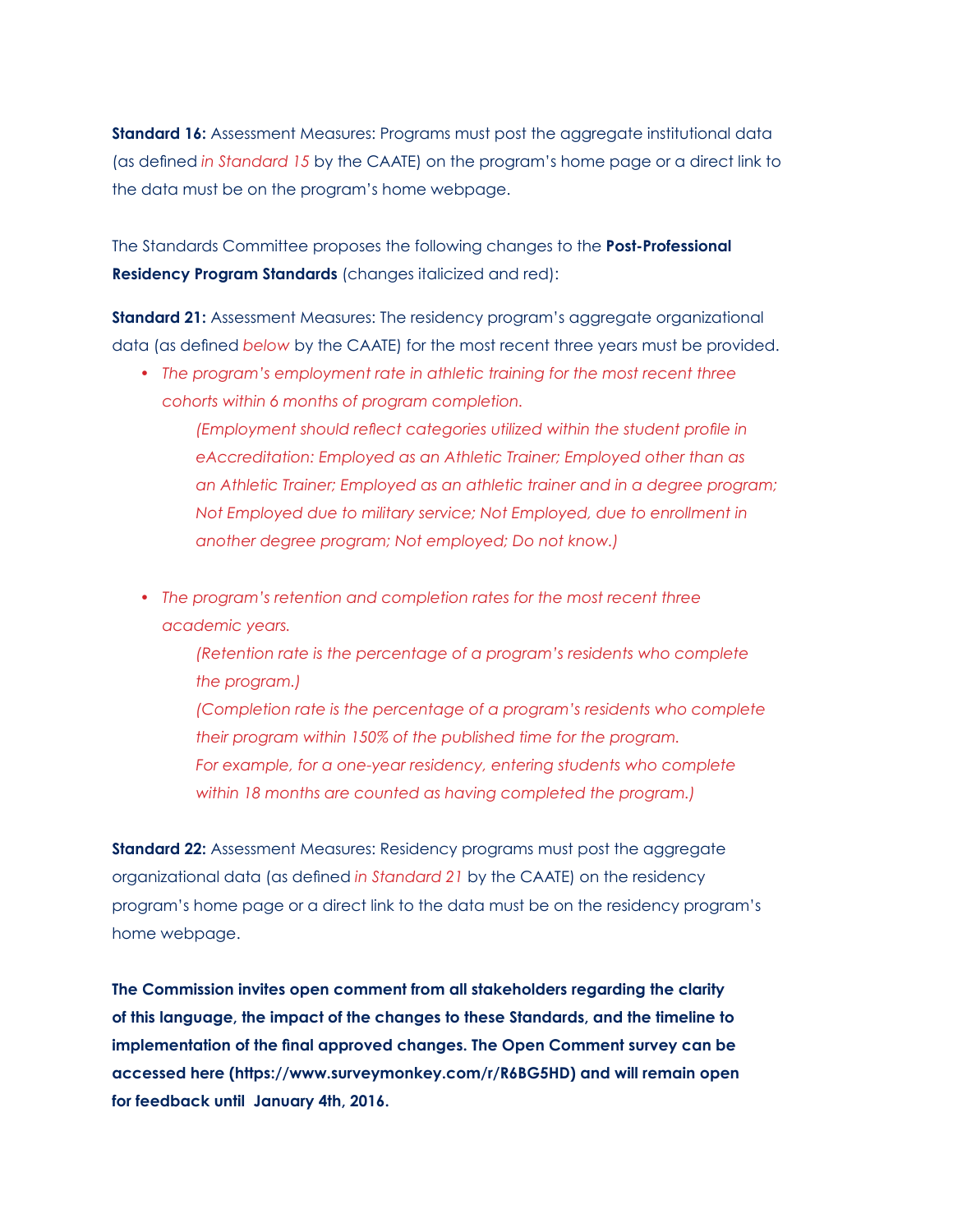**Standard 16:** Assessment Measures: Programs must post the aggregate institutional data (as defined *in Standard 15* by the CAATE) on the program's home page or a direct link to the data must be on the program's home webpage.

The Standards Committee proposes the following changes to the **Post-Professional Residency Program Standards** (changes italicized and red):

**Standard 21:** Assessment Measures: The residency program's aggregate organizational data (as defined *below* by the CAATE) for the most recent three years must be provided.

- *The program's employment rate in athletic training for the most recent three cohorts within 6 months of program completion.*

    *(Employment should reflect categories utilized within the student profile in eAccreditation: Employed as an Athletic Trainer; Employed other than as an Athletic Trainer; Employed as an athletic trainer and in a degree program; Not Employed due to military service; Not Employed, due to enrollment in another degree program; Not employed; Do not know.)*

- *The program's retention and completion rates for the most recent three academic years.*

    *(Retention rate is the percentage of a program's residents who complete the program.)*
    *(Completion rate is the percentage of a program's residents who complete their program within 150% of the published time for the program. For example, for a one-year residency, entering students who complete within 18 months are counted as having completed the program.)*

**Standard 22:** Assessment Measures: Residency programs must post the aggregate organizational data (as defined *in Standard 21* by the CAATE) on the residency program's home page or a direct link to the data must be on the residency program's home webpage.

**The Commission invites open comment from all stakeholders regarding the clarity of this language, the impact of the changes to these Standards, and the timeline to implementation of the final approved changes. The Open Comment survey can be accessed here (https://www.surveymonkey.com/r/R6BG5HD) and will remain open for feedback until January 4th, 2016.**